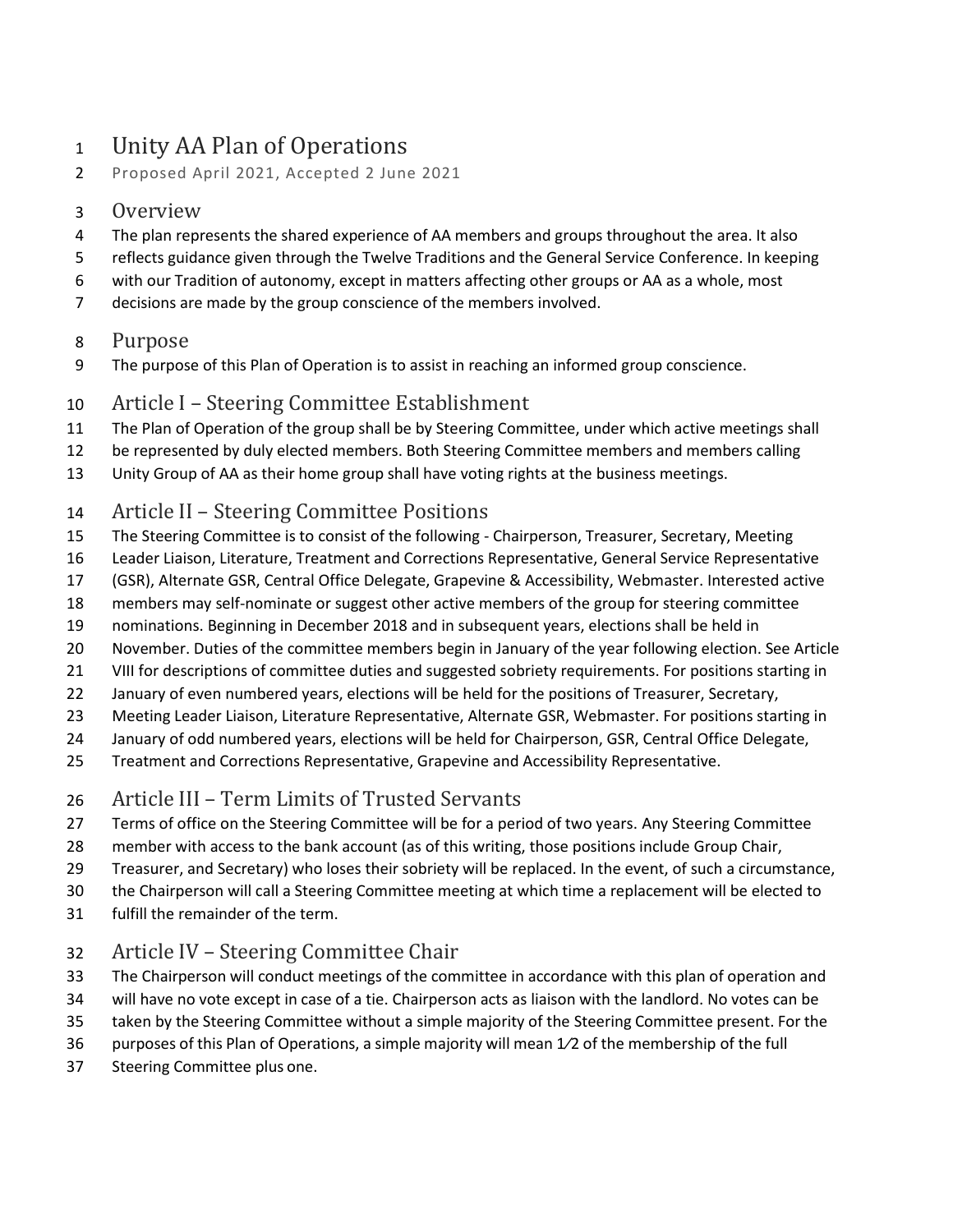# Unity AA Plan of Operations

Proposed April 2021, Accepted 2 June 2021

## Overview

The plan represents the shared experience of AA members and groups throughout the area. It also reflects guidance given through the Twelve Traditions and the General Service Conference. In keeping with our Tradition of autonomy, except in matters affecting other groups or AA as a whole, most decisions are made by the group conscience of the members involved.

## Purpose

The purpose of this Plan of Operation is to assist in reaching an informed group conscience.

## Article I – Steering Committee Establishment

The Plan of Operation of the group shall be by Steering Committee, under which active meetings shall be represented by duly elected members. Both Steering Committee members and members calling Unity Group of AA as their home group shall have voting rights at the business meetings.

## Article II – Steering Committee Positions

The Steering Committee is to consist of the following - Chairperson, Treasurer, Secretary, Meeting Leader Liaison, Literature, Treatment and Corrections Representative, General Service Representative (GSR), Alternate GSR, Central Office Delegate, Grapevine & Accessibility, Webmaster. Interested active members may self-nominate or suggest other active members of the group for steering committee nominations. Beginning in December 2018 and in subsequent years, elections shall be held in November. Duties of the committee members begin in January of the year following election. See Article VIII for descriptions of committee duties and suggested sobriety requirements. For positions starting in January of even numbered years, elections will be held for the positions of Treasurer, Secretary, Meeting Leader Liaison, Literature Representative, Alternate GSR, Webmaster. For positions starting in January of odd numbered years, elections will be held for Chairperson, GSR, Central Office Delegate, Treatment and Corrections Representative, Grapevine and Accessibility Representative.

## Article III – Term Limits of Trusted Servants

Terms of office on the Steering Committee will be for a period of two years. Any Steering Committee member with access to the bank account (as of this writing, those positions include Group Chair, Treasurer, and Secretary) who loses their sobriety will be replaced. In the event, of such a circumstance, the Chairperson will call a Steering Committee meeting at which time a replacement will be elected to fulfill the remainder of the term.

## Article IV – Steering Committee Chair

The Chairperson will conduct meetings of the committee in accordance with this plan of operation and will have no vote except in case of a tie. Chairperson acts as liaison with the landlord. No votes can be taken by the Steering Committee without a simple majority of the Steering Committee present. For the purposes of this Plan of Operations, a simple majority will mean 1⁄2 of the membership of the full Steering Committee plus one.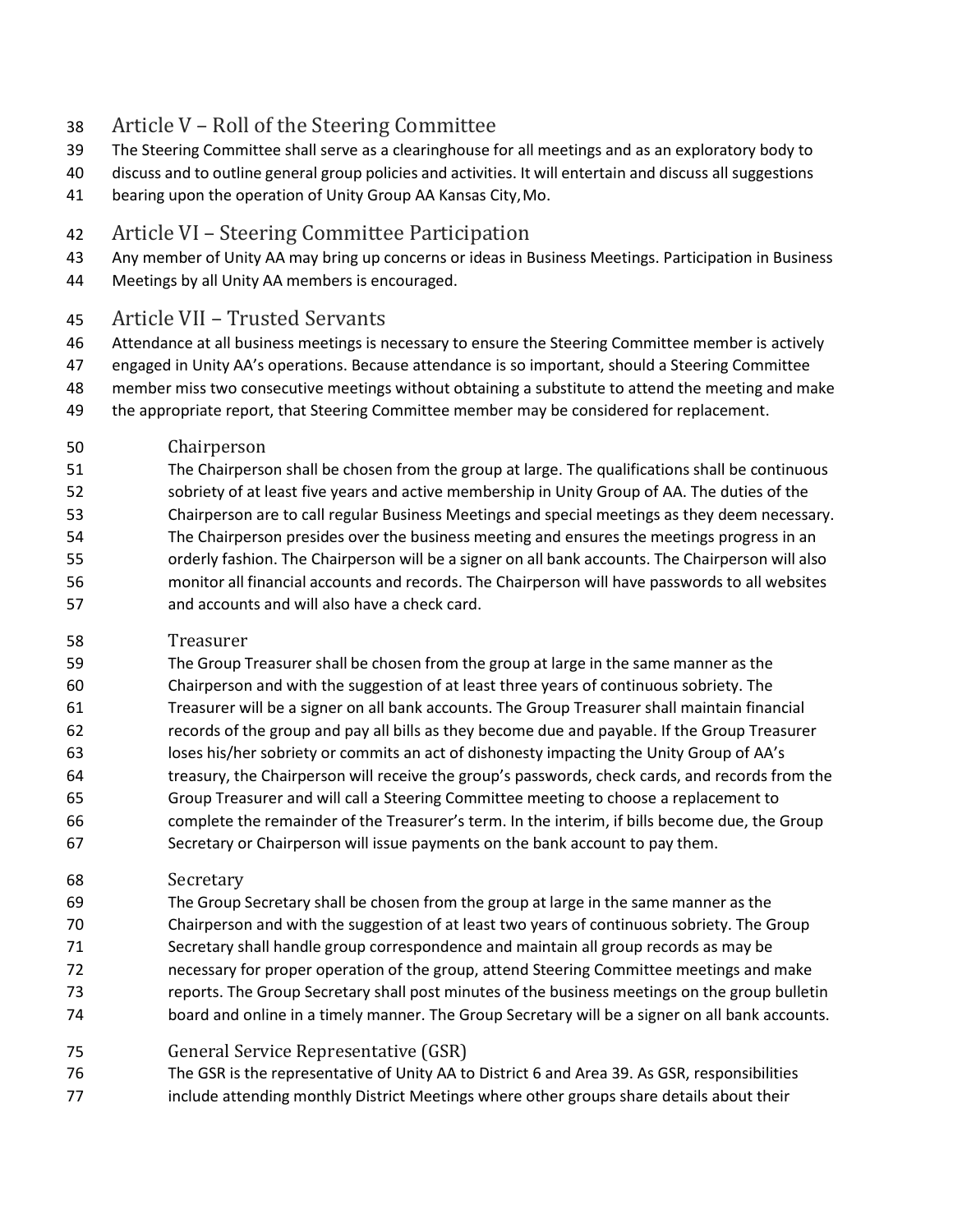## Article V – Roll of the Steering Committee

The Steering Committee shall serve as a clearinghouse for all meetings and as an exploratory body to discuss and to outline general group policies and activities. It will entertain and discuss all suggestions bearing upon the operation of Unity Group AA Kansas City, Mo.

## Article VI – Steering Committee Participation

Any member of Unity AA may bring up concerns or ideas in Business Meetings. Participation in Business Meetings by all Unity AA members is encouraged.

## Article VII – Trusted Servants

Attendance at all business meetings is necessary to ensure the Steering Committee member is actively engaged in Unity AA's operations. Because attendance is so important, should a Steering Committee member miss two consecutive meetings without obtaining a substitute to attend the meeting and make the appropriate report, that Steering Committee member may be considered for replacement.

### Chairperson

The Chairperson shall be chosen from the group at large. The qualifications shall be continuous sobriety of at least five years and active membership in Unity Group of AA. The duties of the Chairperson are to call regular Business Meetings and special meetings as they deem necessary. The Chairperson presides over the business meeting and ensures the meetings progress in an orderly fashion. The Chairperson will be a signer on all bank accounts. The Chairperson will also monitor all financial accounts and records. The Chairperson will have passwords to all websites and accounts and will also have a check card.

### Treasurer

The Group Treasurer shall be chosen from the group at large in the same manner as the Chairperson and with the suggestion of at least three years of continuous sobriety. The Treasurer will be a signer on all bank accounts. The Group Treasurer shall maintain financial records of the group and pay all bills as they become due and payable. If the Group Treasurer loses his/her sobriety or commits an act of dishonesty impacting the Unity Group of AA's treasury, the Chairperson will receive the group's passwords, check cards, and records from the Group Treasurer and will call a Steering Committee meeting to choose a replacement to complete the remainder of the Treasurer's term. In the interim, if bills become due, the Group Secretary or Chairperson will issue payments on the bank account to pay them.

### Secretary

The Group Secretary shall be chosen from the group at large in the same manner as the Chairperson and with the suggestion of at least two years of continuous sobriety. The Group Secretary shall handle group correspondence and maintain all group records as may be necessary for proper operation of the group, attend Steering Committee meetings and make reports. The Group Secretary shall post minutes of the business meetings on the group bulletin board and online in a timely manner. The Group Secretary will be a signer on all bank accounts.

### General Service Representative (GSR)

The GSR is the representative of Unity AA to District 6 and Area 39. As GSR, responsibilities include attending monthly District Meetings where other groups share details about their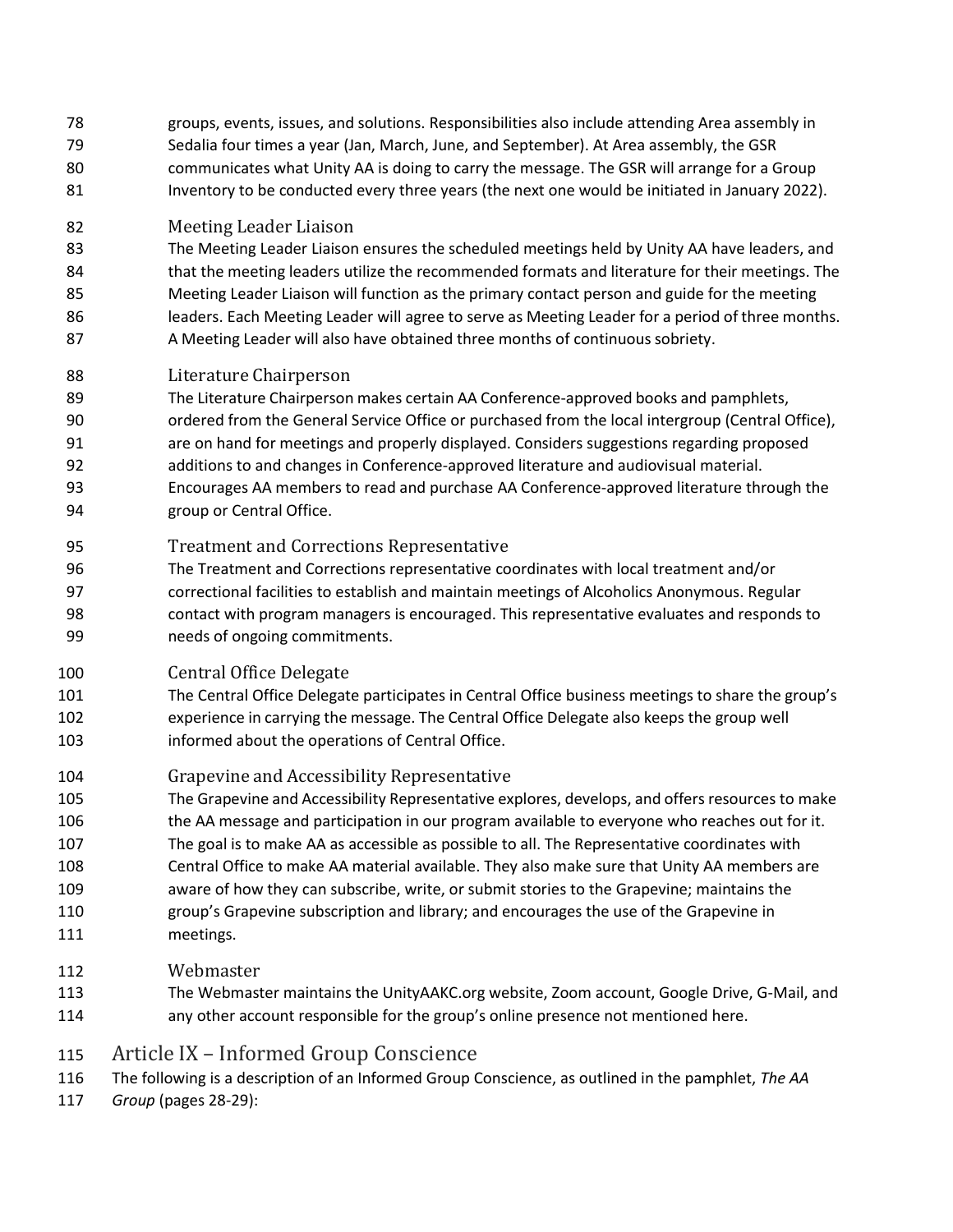groups, events, issues, and solutions. Responsibilities also include attending Area assembly in Sedalia four times a year (Jan, March, June, and September). At Area assembly, the GSR communicates what Unity AA is doing to carry the message. The GSR will arrange for a Group Inventory to be conducted every three years (the next one would be initiated in January 2022).

### Meeting Leader Liaison

The Meeting Leader Liaison ensures the scheduled meetings held by Unity AA have leaders, and that the meeting leaders utilize the recommended formats and literature for their meetings. The Meeting Leader Liaison will function as the primary contact person and guide for the meeting leaders. Each Meeting Leader will agree to serve as Meeting Leader for a period of three months. A Meeting Leader will also have obtained three months of continuous sobriety.

### Literature Chairperson

The Literature Chairperson makes certain AA Conference-approved books and pamphlets, ordered from the General Service Office or purchased from the local intergroup (Central Office), are on hand for meetings and properly displayed. Considers suggestions regarding proposed additions to and changes in Conference-approved literature and audiovisual material. Encourages AA members to read and purchase AA Conference-approved literature through the group or Central Office.

### Treatment and Corrections Representative

The Treatment and Corrections representative coordinates with local treatment and/or correctional facilities to establish and maintain meetings of Alcoholics Anonymous. Regular contact with program managers is encouraged. This representative evaluates and responds to needs of ongoing commitments.

### Central Office Delegate

The Central Office Delegate participates in Central Office business meetings to share the group's experience in carrying the message. The Central Office Delegate also keeps the group well informed about the operations of Central Office.

### Grapevine and Accessibility Representative

The Grapevine and Accessibility Representative explores, develops, and offers resources to make the AA message and participation in our program available to everyone who reaches out for it. The goal is to make AA as accessible as possible to all. The Representative coordinates with Central Office to make AA material available. They also make sure that Unity AA members are aware of how they can subscribe, write, or submit stories to the Grapevine; maintains the group's Grapevine subscription and library; and encourages the use of the Grapevine in meetings.

### Webmaster

The Webmaster maintains the UnityAAKC.org website, Zoom account, Google Drive, G-Mail, and any other account responsible for the group's online presence not mentioned here.

## Article IX – Informed Group Conscience

The following is a description of an Informed Group Conscience, as outlined in the pamphlet, *The AA Group* (pages 28-29):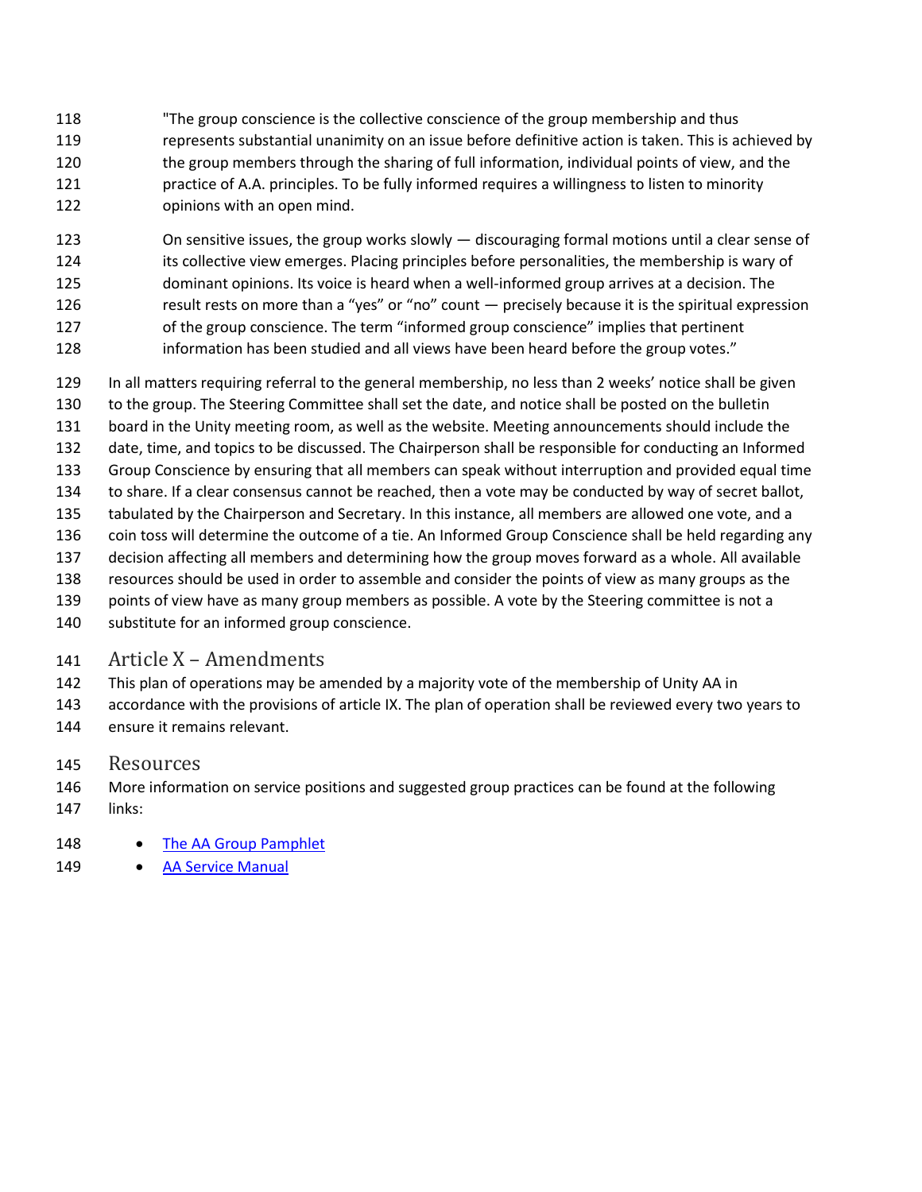> "The group conscience is the collective conscience of the group membership and thus represents substantial unanimity on an issue before definitive action is taken. This is achieved by the group members through the sharing of full information, individual points of view, and the practice of A.A. principles. To be fully informed requires a willingness to listen to minority opinions with an open mind.
>
> On sensitive issues, the group works slowly — discouraging formal motions until a clear sense of its collective view emerges. Placing principles before personalities, the membership is wary of dominant opinions. Its voice is heard when a well-informed group arrives at a decision. The result rests on more than a "yes" or "no" count — precisely because it is the spiritual expression of the group conscience. The term "informed group conscience" implies that pertinent information has been studied and all views have been heard before the group votes."

In all matters requiring referral to the general membership, no less than 2 weeks' notice shall be given to the group. The Steering Committee shall set the date, and notice shall be posted on the bulletin board in the Unity meeting room, as well as the website. Meeting announcements should include the date, time, and topics to be discussed. The Chairperson shall be responsible for conducting an Informed Group Conscience by ensuring that all members can speak without interruption and provided equal time to share. If a clear consensus cannot be reached, then a vote may be conducted by way of secret ballot, tabulated by the Chairperson and Secretary. In this instance, all members are allowed one vote, and a coin toss will determine the outcome of a tie. An Informed Group Conscience shall be held regarding any decision affecting all members and determining how the group moves forward as a whole. All available resources should be used in order to assemble and consider the points of view as many groups as the points of view have as many group members as possible. A vote by the Steering committee is not a substitute for an informed group conscience.

## Article X – Amendments

This plan of operations may be amended by a majority vote of the membership of Unity AA in accordance with the provisions of article IX. The plan of operation shall be reviewed every two years to ensure it remains relevant.

## Resources

More information on service positions and suggested group practices can be found at the following links:

- The AA Group Pamphlet
- AA Service Manual